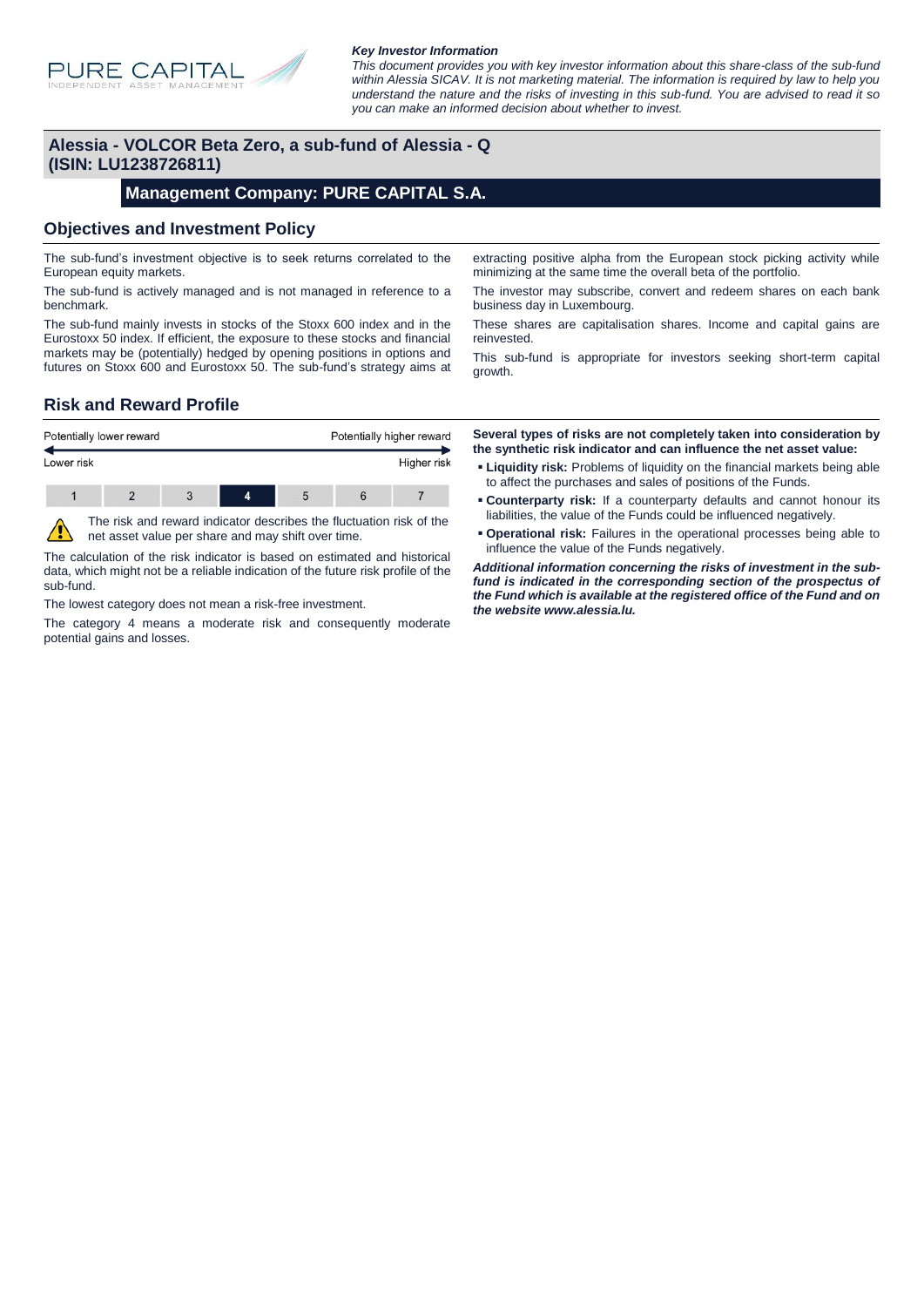PURE CAPITAL
INDEPENDENT ASSET MANAGEMENT

***Key Investor Information***

*This document provides you with key investor information about this share-class of the sub-fund within Alessia SICAV. It is not marketing material. The information is required by law to help you understand the nature and the risks of investing in this sub-fund. You are advised to read it so you can make an informed decision about whether to invest.*

# Alessia - VOLCOR Beta Zero, a sub-fund of Alessia - Q (ISIN: LU1238726811)

## Management Company: PURE CAPITAL S.A.

## Objectives and Investment Policy

The sub-fund's investment objective is to seek returns correlated to the European equity markets.

The sub-fund is actively managed and is not managed in reference to a benchmark.

The sub-fund mainly invests in stocks of the Stoxx 600 index and in the Eurostoxx 50 index. If efficient, the exposure to these stocks and financial markets may be (potentially) hedged by opening positions in options and futures on Stoxx 600 and Eurostoxx 50. The sub-fund's strategy aims at extracting positive alpha from the European stock picking activity while minimizing at the same time the overall beta of the portfolio.

The investor may subscribe, convert and redeem shares on each bank business day in Luxembourg.

These shares are capitalisation shares. Income and capital gains are reinvested.

This sub-fund is appropriate for investors seeking short-term capital growth.

## Risk and Reward Profile

| Potentially lower reward | | | | | | Potentially higher reward |
|---|---|---|---|---|---|---|
| Lower risk | | | | | | Higher risk |
| 1 | 2 | 3 | **4** | 5 | 6 | 7 |

The risk and reward indicator describes the fluctuation risk of the net asset value per share and may shift over time.

The calculation of the risk indicator is based on estimated and historical data, which might not be a reliable indication of the future risk profile of the sub-fund.

The lowest category does not mean a risk-free investment.

The category 4 means a moderate risk and consequently moderate potential gains and losses.

**Several types of risks are not completely taken into consideration by the synthetic risk indicator and can influence the net asset value:**

- **Liquidity risk:** Problems of liquidity on the financial markets being able to affect the purchases and sales of positions of the Funds.
- **Counterparty risk:** If a counterparty defaults and cannot honour its liabilities, the value of the Funds could be influenced negatively.
- **Operational risk:** Failures in the operational processes being able to influence the value of the Funds negatively.

***Additional information concerning the risks of investment in the sub-fund is indicated in the corresponding section of the prospectus of the Fund which is available at the registered office of the Fund and on the website www.alessia.lu.***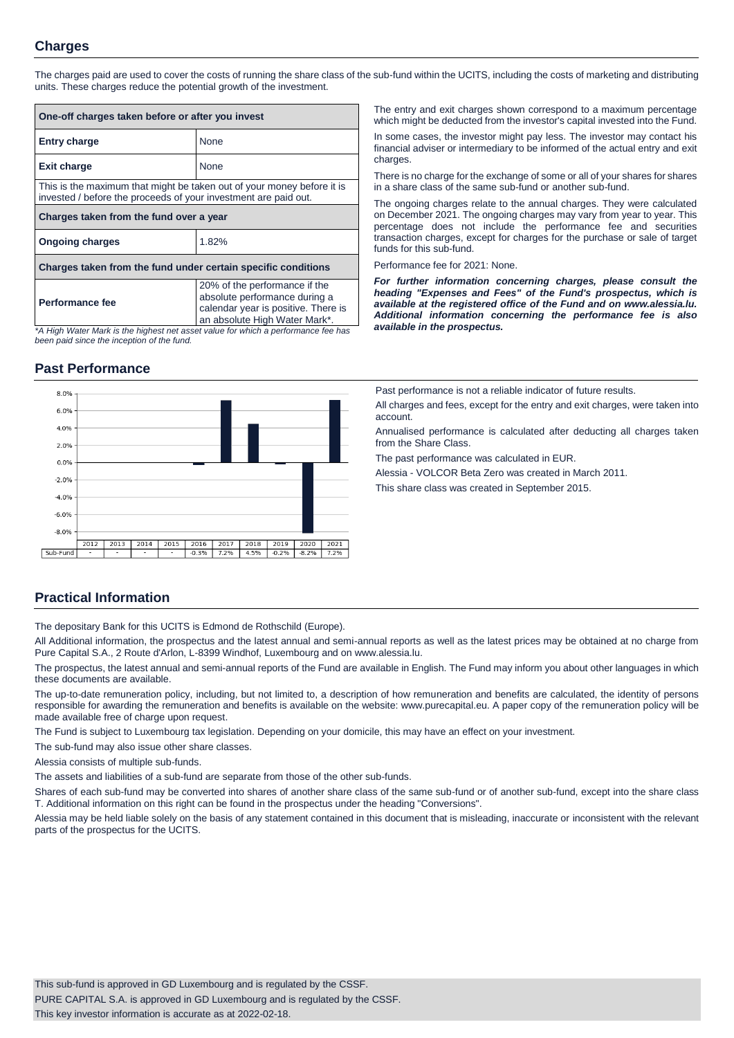## Charges

The charges paid are used to cover the costs of running the share class of the sub-fund within the UCITS, including the costs of marketing and distributing units. These charges reduce the potential growth of the investment.

| One-off charges taken before or after you invest | |
|---|---|
| **Entry charge** | None |
| **Exit charge** | None |
| This is the maximum that might be taken out of your money before it is invested / before the proceeds of your investment are paid out. | |
| **Charges taken from the fund over a year** | |
| **Ongoing charges** | 1.82% |
| **Charges taken from the fund under certain specific conditions** | |
| **Performance fee** | 20% of the performance if the absolute performance during a calendar year is positive. There is an absolute High Water Mark*. |

*A High Water Mark is the highest net asset value for which a performance fee has been paid since the inception of the fund.*

The entry and exit charges shown correspond to a maximum percentage which might be deducted from the investor's capital invested into the Fund.

In some cases, the investor might pay less. The investor may contact his financial adviser or intermediary to be informed of the actual entry and exit charges.

There is no charge for the exchange of some or all of your shares for shares in a share class of the same sub-fund or another sub-fund.

The ongoing charges relate to the annual charges. They were calculated on December 2021. The ongoing charges may vary from year to year. This percentage does not include the performance fee and securities transaction charges, except for charges for the purchase or sale of target funds for this sub-fund.

Performance fee for 2021: None.

***For further information concerning charges, please consult the heading "Expenses and Fees" of the Fund's prospectus, which is available at the registered office of the Fund and on www.alessia.lu. Additional information concerning the performance fee is also available in the prospectus.***

## Past Performance

8.0%
6.0%
4.0%
2.0%
0.0%
-2.0%
-4.0%
-6.0%
-8.0%

2012 2013 2014 2015 2016 2017 2018 2019 2020 2021
Sub-Fund - - - - -0.3% 7.2% 4.5% -0.2% -8.2% 7.2%

Past performance is not a reliable indicator of future results.

All charges and fees, except for the entry and exit charges, were taken into account.

Annualised performance is calculated after deducting all charges taken from the Share Class.

The past performance was calculated in EUR.

Alessia - VOLCOR Beta Zero was created in March 2011.

This share class was created in September 2015.

## Practical Information

The depositary Bank for this UCITS is Edmond de Rothschild (Europe).

All Additional information, the prospectus and the latest annual and semi-annual reports as well as the latest prices may be obtained at no charge from Pure Capital S.A., 2 Route d'Arlon, L-8399 Windhof, Luxembourg and on www.alessia.lu.

The prospectus, the latest annual and semi-annual reports of the Fund are available in English. The Fund may inform you about other languages in which these documents are available.

The up-to-date remuneration policy, including, but not limited to, a description of how remuneration and benefits are calculated, the identity of persons responsible for awarding the remuneration and benefits is available on the website: www.purecapital.eu. A paper copy of the remuneration policy will be made available free of charge upon request.

The Fund is subject to Luxembourg tax legislation. Depending on your domicile, this may have an effect on your investment.

The sub-fund may also issue other share classes.

Alessia consists of multiple sub-funds.

The assets and liabilities of a sub-fund are separate from those of the other sub-funds.

Shares of each sub-fund may be converted into shares of another share class of the same sub-fund or of another sub-fund, except into the share class T. Additional information on this right can be found in the prospectus under the heading "Conversions".

Alessia may be held liable solely on the basis of any statement contained in this document that is misleading, inaccurate or inconsistent with the relevant parts of the prospectus for the UCITS.

This sub-fund is approved in GD Luxembourg and is regulated by the CSSF.
PURE CAPITAL S.A. is approved in GD Luxembourg and is regulated by the CSSF.
This key investor information is accurate as at 2022-02-18.